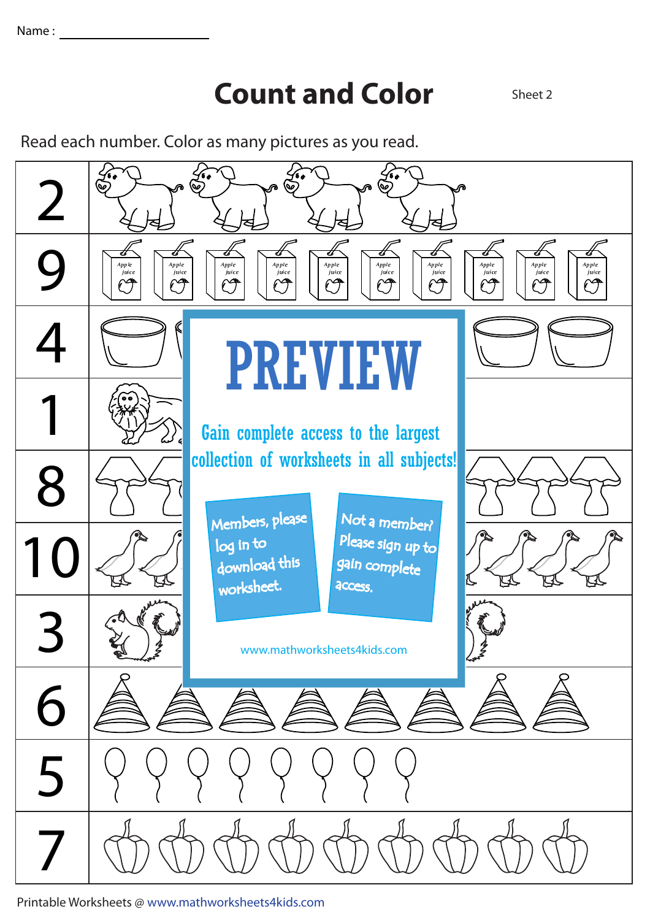Name : ____________________

# Count and Color

Sheet 2

Read each number. Color as many pictures as you read.

| | |
|---|---|
| 2 | |
| 9 | Apple juice, Apple juice, Apple juice, Apple juice, Apple juice, Apple juice, Apple juice, Apple juice, Apple juice, Apple juice |
| 4 | |
| 1 | |
| 8 | |
| 10 | |
| 3 | |
| 6 | |
| 5 | |
| 7 | |

PREVIEW

Gain complete access to the largest collection of worksheets in all subjects!

Members, please log in to download this worksheet.

Not a member? Please sign up to gain complete access.

www.mathworksheets4kids.com

Printable Worksheets @ www.mathworksheets4kids.com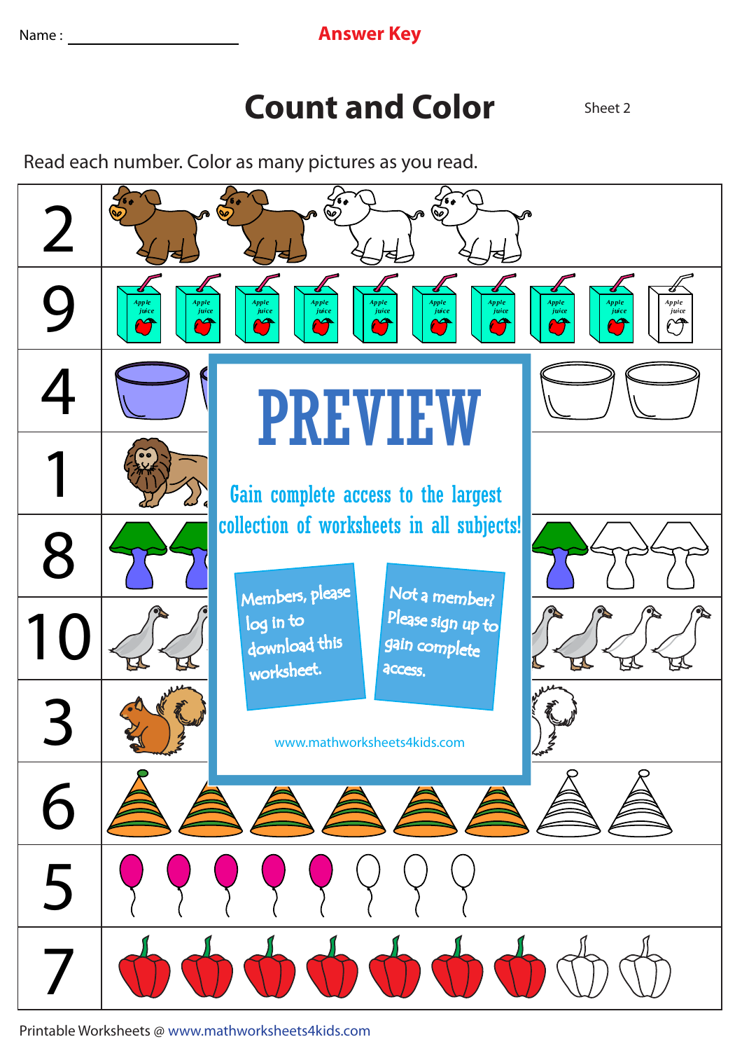Name : ____________________

**Answer Key**

# Count and Color

Sheet 2

Read each number. Color as many pictures as you read.

| | |
|---|---|
| 2 | |
| 9 | |
| 4 | |
| 1 | |
| 8 | |
| 10 | |
| 3 | |
| 6 | |
| 5 | |
| 7 | |

PREVIEW

Gain complete access to the largest collection of worksheets in all subjects!

Members, please log in to download this worksheet.

Not a member? Please sign up to gain complete access.

www.mathworksheets4kids.com

Printable Worksheets @ www.mathworksheets4kids.com